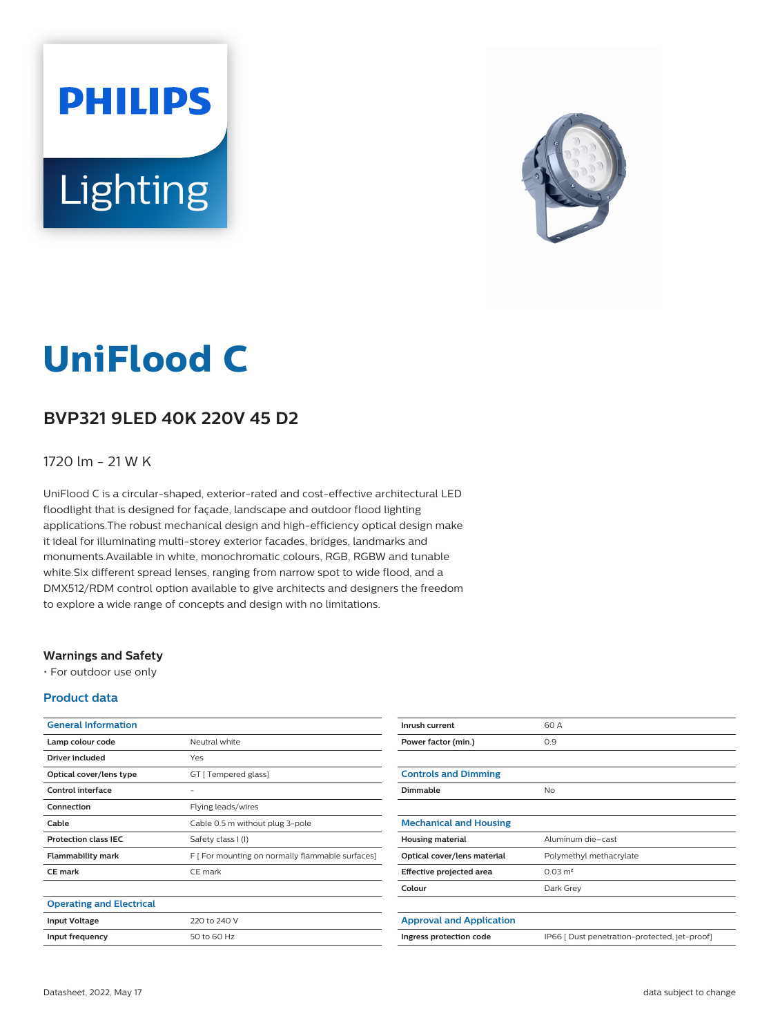# UniFlood C

## BVP321 9LED 40K 220V 45 D2

1720 lm - 21 W K

UniFlood C is a circular-shaped, exterior-rated and cost-effective architectural LED floodlight that is designed for façade, landscape and outdoor flood lighting applications.The robust mechanical design and high-efficiency optical design make it ideal for illuminating multi-storey exterior facades, bridges, landmarks and monuments.Available in white, monochromatic colours, RGB, RGBW and tunable white.Six different spread lenses, ranging from narrow spot to wide flood, and a DMX512/RDM control option available to give architects and designers the freedom to explore a wide range of concepts and design with no limitations.

### Warnings and Safety

- For outdoor use only

### Product data

| General Information | |
|---|---|
| Lamp colour code | Neutral white |
| Driver included | Yes |
| Optical cover/lens type | GT [ Tempered glass] |
| Control interface | - |
| Connection | Flying leads/wires |
| Cable | Cable 0.5 m without plug 3-pole |
| Protection class IEC | Safety class I (I) |
| Flammability mark | F [ For mounting on normally flammable surfaces] |
| CE mark | CE mark |

| Operating and Electrical | |
|---|---|
| Input Voltage | 220 to 240 V |
| Input frequency | 50 to 60 Hz |
| Inrush current | 60 A |
| Power factor (min.) | 0.9 |

| Controls and Dimming | |
|---|---|
| Dimmable | No |

| Mechanical and Housing | |
|---|---|
| Housing material | Aluminum die-cast |
| Optical cover/lens material | Polymethyl methacrylate |
| Effective projected area | 0.03 m² |
| Colour | Dark Grey |

| Approval and Application | |
|---|---|
| Ingress protection code | IP66 [ Dust penetration-protected, jet-proof] |

Datasheet, 2022, May 17 — data subject to change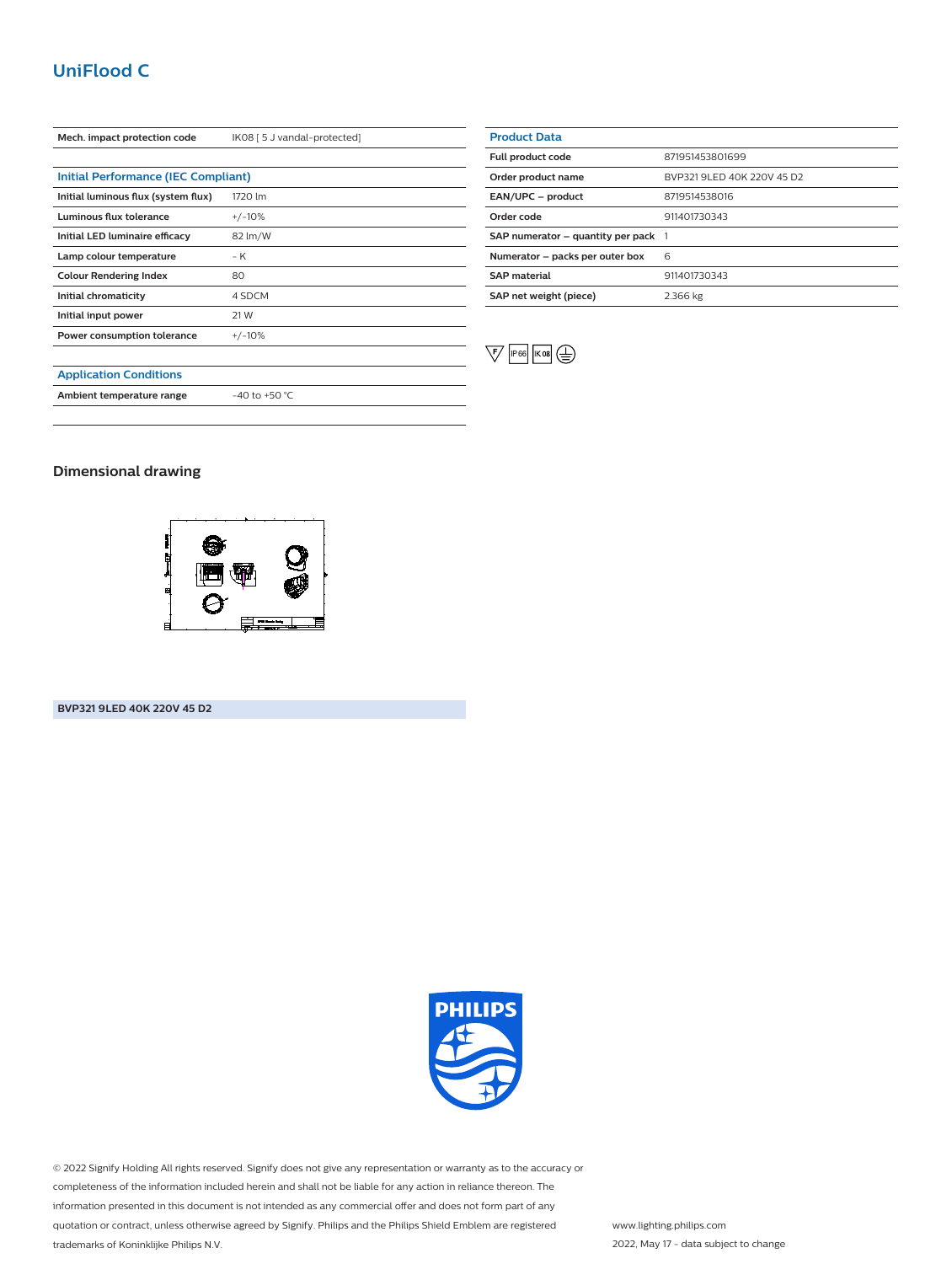# UniFlood C

| | |
|---|---|
| Mech. impact protection code | IK08 [ 5 J vandal-protected] |

## Initial Performance (IEC Compliant)

| | |
|---|---|
| Initial luminous flux (system flux) | 1720 lm |
| Luminous flux tolerance | +/-10% |
| Initial LED luminaire efficacy | 82 lm/W |
| Lamp colour temperature | - K |
| Colour Rendering Index | 80 |
| Initial chromaticity | 4 SDCM |
| Initial input power | 21 W |
| Power consumption tolerance | +/-10% |

## Application Conditions

| | |
|---|---|
| Ambient temperature range | -40 to +50 °C |

## Product Data

| | |
|---|---|
| Full product code | 871951453801699 |
| Order product name | BVP321 9LED 40K 220V 45 D2 |
| EAN/UPC – product | 8719514538016 |
| Order code | 911401730343 |
| SAP numerator – quantity per pack | 1 |
| Numerator – packs per outer box | 6 |
| SAP material | 911401730343 |
| SAP net weight (piece) | 2.366 kg |

F IP66 IK08

## Dimensional drawing

BVP321 9LED 40K 220V 45 D2

© 2022 Signify Holding All rights reserved. Signify does not give any representation or warranty as to the accuracy or completeness of the information included herein and shall not be liable for any action in reliance thereon. The information presented in this document is not intended as any commercial offer and does not form part of any quotation or contract, unless otherwise agreed by Signify. Philips and the Philips Shield Emblem are registered trademarks of Koninklijke Philips N.V.

www.lighting.philips.com

2022, May 17 - data subject to change